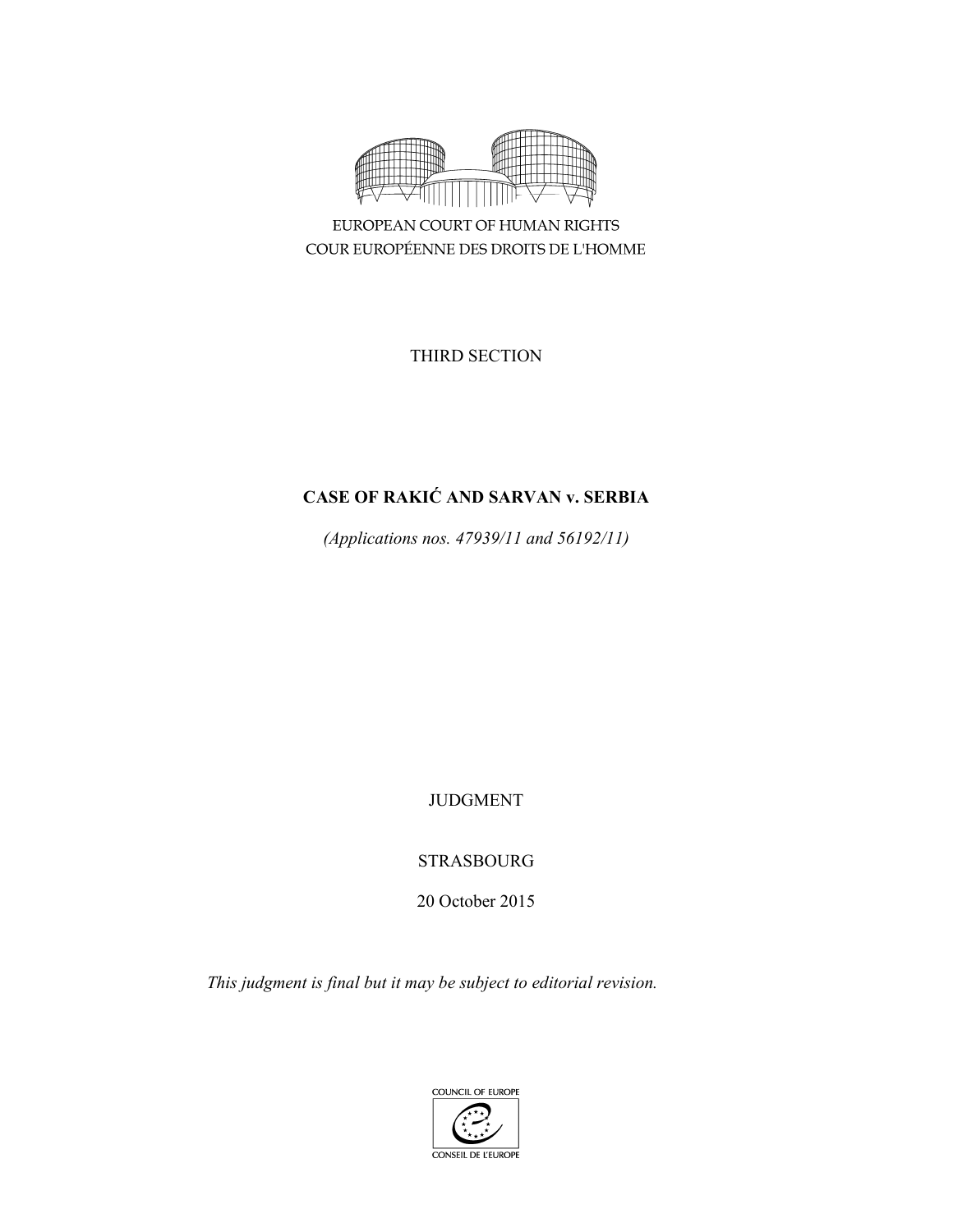EUROPEAN COURT OF HUMAN RIGHTS
COUR EUROPÉENNE DES DROITS DE L'HOMME

THIRD SECTION

**CASE OF RAKIĆ AND SARVAN v. SERBIA**

*(Applications nos. 47939/11 and 56192/11)*

JUDGMENT

STRASBOURG

20 October 2015

*This judgment is final but it may be subject to editorial revision.*

COUNCIL OF EUROPE
CONSEIL DE L'EUROPE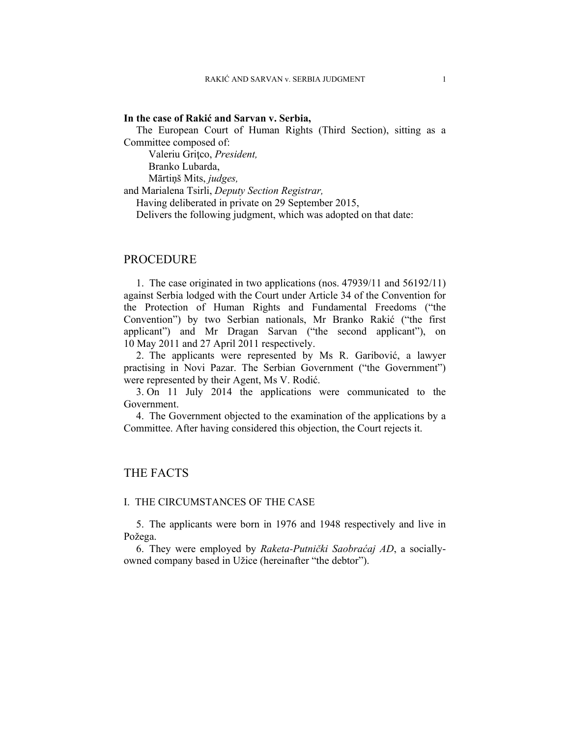**In the case of Rakić and Sarvan v. Serbia,**

The European Court of Human Rights (Third Section), sitting as a Committee composed of:

Valeriu Griţco, *President,*
Branko Lubarda,
Mārtiņš Mits, *judges,*
and Marialena Tsirli, *Deputy Section Registrar,*

Having deliberated in private on 29 September 2015,

Delivers the following judgment, which was adopted on that date:

# PROCEDURE

1. The case originated in two applications (nos. 47939/11 and 56192/11) against Serbia lodged with the Court under Article 34 of the Convention for the Protection of Human Rights and Fundamental Freedoms ("the Convention") by two Serbian nationals, Mr Branko Rakić ("the first applicant") and Mr Dragan Sarvan ("the second applicant"), on 10 May 2011 and 27 April 2011 respectively.

2. The applicants were represented by Ms R. Garibović, a lawyer practising in Novi Pazar. The Serbian Government ("the Government") were represented by their Agent, Ms V. Rodić.

3. On 11 July 2014 the applications were communicated to the Government.

4. The Government objected to the examination of the applications by a Committee. After having considered this objection, the Court rejects it.

# THE FACTS

## I. THE CIRCUMSTANCES OF THE CASE

5. The applicants were born in 1976 and 1948 respectively and live in Požega.

6. They were employed by *Raketa-Putnički Saobraćaj AD*, a socially-owned company based in Užice (hereinafter "the debtor").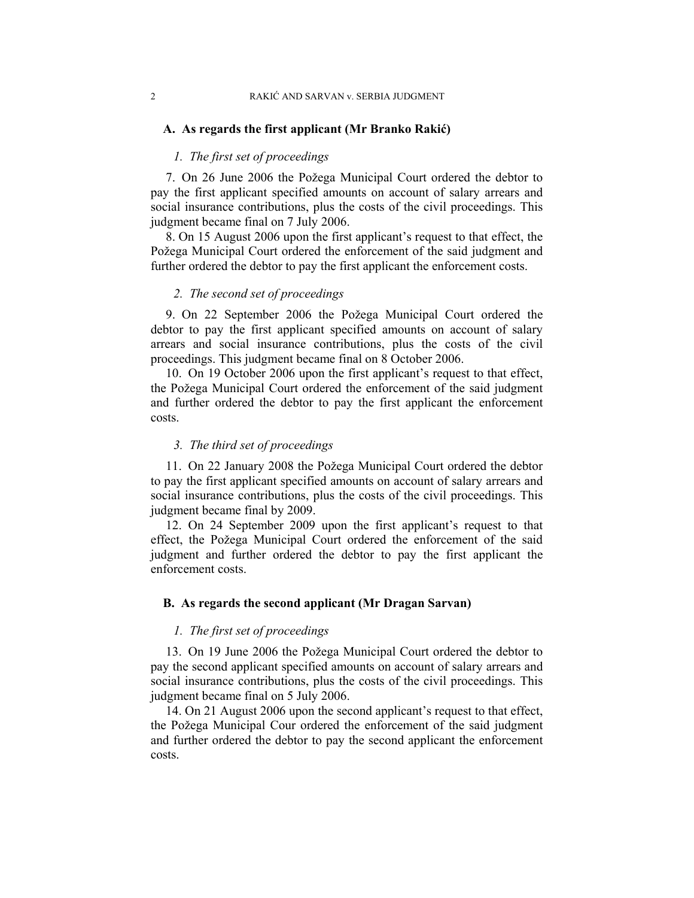## A. As regards the first applicant (Mr Branko Rakić)

### *1. The first set of proceedings*

7. On 26 June 2006 the Požega Municipal Court ordered the debtor to pay the first applicant specified amounts on account of salary arrears and social insurance contributions, plus the costs of the civil proceedings. This judgment became final on 7 July 2006.

8. On 15 August 2006 upon the first applicant's request to that effect, the Požega Municipal Court ordered the enforcement of the said judgment and further ordered the debtor to pay the first applicant the enforcement costs.

### *2. The second set of proceedings*

9. On 22 September 2006 the Požega Municipal Court ordered the debtor to pay the first applicant specified amounts on account of salary arrears and social insurance contributions, plus the costs of the civil proceedings. This judgment became final on 8 October 2006.

10. On 19 October 2006 upon the first applicant's request to that effect, the Požega Municipal Court ordered the enforcement of the said judgment and further ordered the debtor to pay the first applicant the enforcement costs.

### *3. The third set of proceedings*

11. On 22 January 2008 the Požega Municipal Court ordered the debtor to pay the first applicant specified amounts on account of salary arrears and social insurance contributions, plus the costs of the civil proceedings. This judgment became final by 2009.

12. On 24 September 2009 upon the first applicant's request to that effect, the Požega Municipal Court ordered the enforcement of the said judgment and further ordered the debtor to pay the first applicant the enforcement costs.

## B. As regards the second applicant (Mr Dragan Sarvan)

### *1. The first set of proceedings*

13. On 19 June 2006 the Požega Municipal Court ordered the debtor to pay the second applicant specified amounts on account of salary arrears and social insurance contributions, plus the costs of the civil proceedings. This judgment became final on 5 July 2006.

14. On 21 August 2006 upon the second applicant's request to that effect, the Požega Municipal Cour ordered the enforcement of the said judgment and further ordered the debtor to pay the second applicant the enforcement costs.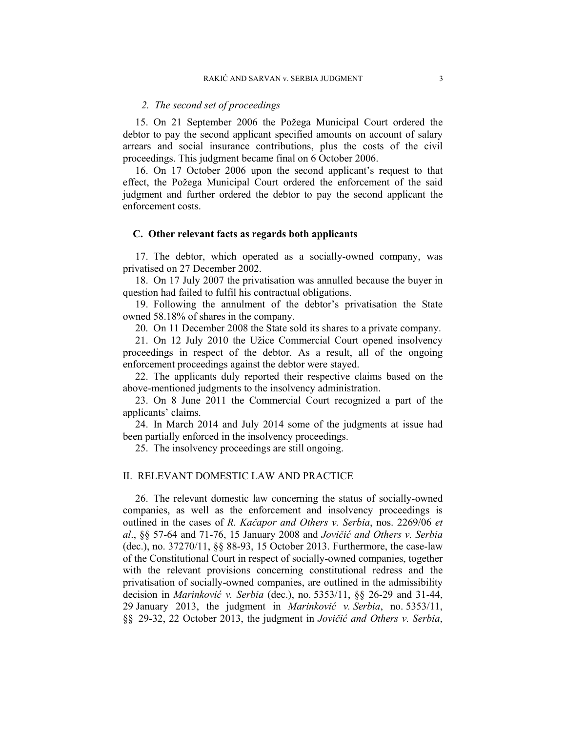*2. The second set of proceedings*

15. On 21 September 2006 the Požega Municipal Court ordered the debtor to pay the second applicant specified amounts on account of salary arrears and social insurance contributions, plus the costs of the civil proceedings. This judgment became final on 6 October 2006.

16. On 17 October 2006 upon the second applicant's request to that effect, the Požega Municipal Court ordered the enforcement of the said judgment and further ordered the debtor to pay the second applicant the enforcement costs.

### C. Other relevant facts as regards both applicants

17. The debtor, which operated as a socially-owned company, was privatised on 27 December 2002.

18. On 17 July 2007 the privatisation was annulled because the buyer in question had failed to fulfil his contractual obligations.

19. Following the annulment of the debtor's privatisation the State owned 58.18% of shares in the company.

20. On 11 December 2008 the State sold its shares to a private company.

21. On 12 July 2010 the Užice Commercial Court opened insolvency proceedings in respect of the debtor. As a result, all of the ongoing enforcement proceedings against the debtor were stayed.

22. The applicants duly reported their respective claims based on the above-mentioned judgments to the insolvency administration.

23. On 8 June 2011 the Commercial Court recognized a part of the applicants' claims.

24. In March 2014 and July 2014 some of the judgments at issue had been partially enforced in the insolvency proceedings.

25. The insolvency proceedings are still ongoing.

## II. RELEVANT DOMESTIC LAW AND PRACTICE

26. The relevant domestic law concerning the status of socially-owned companies, as well as the enforcement and insolvency proceedings is outlined in the cases of *R. Kačapor and Others v. Serbia*, nos. 2269/06 *et al*., §§ 57-64 and 71-76, 15 January 2008 and *Jovičić and Others v. Serbia* (dec.), no. 37270/11, §§ 88-93, 15 October 2013. Furthermore, the case-law of the Constitutional Court in respect of socially-owned companies, together with the relevant provisions concerning constitutional redress and the privatisation of socially-owned companies, are outlined in the admissibility decision in *Marinković v. Serbia* (dec.), no. 5353/11, §§ 26-29 and 31-44, 29 January 2013, the judgment in *Marinković v. Serbia*, no. 5353/11, §§ 29-32, 22 October 2013, the judgment in *Jovičić and Others v. Serbia*,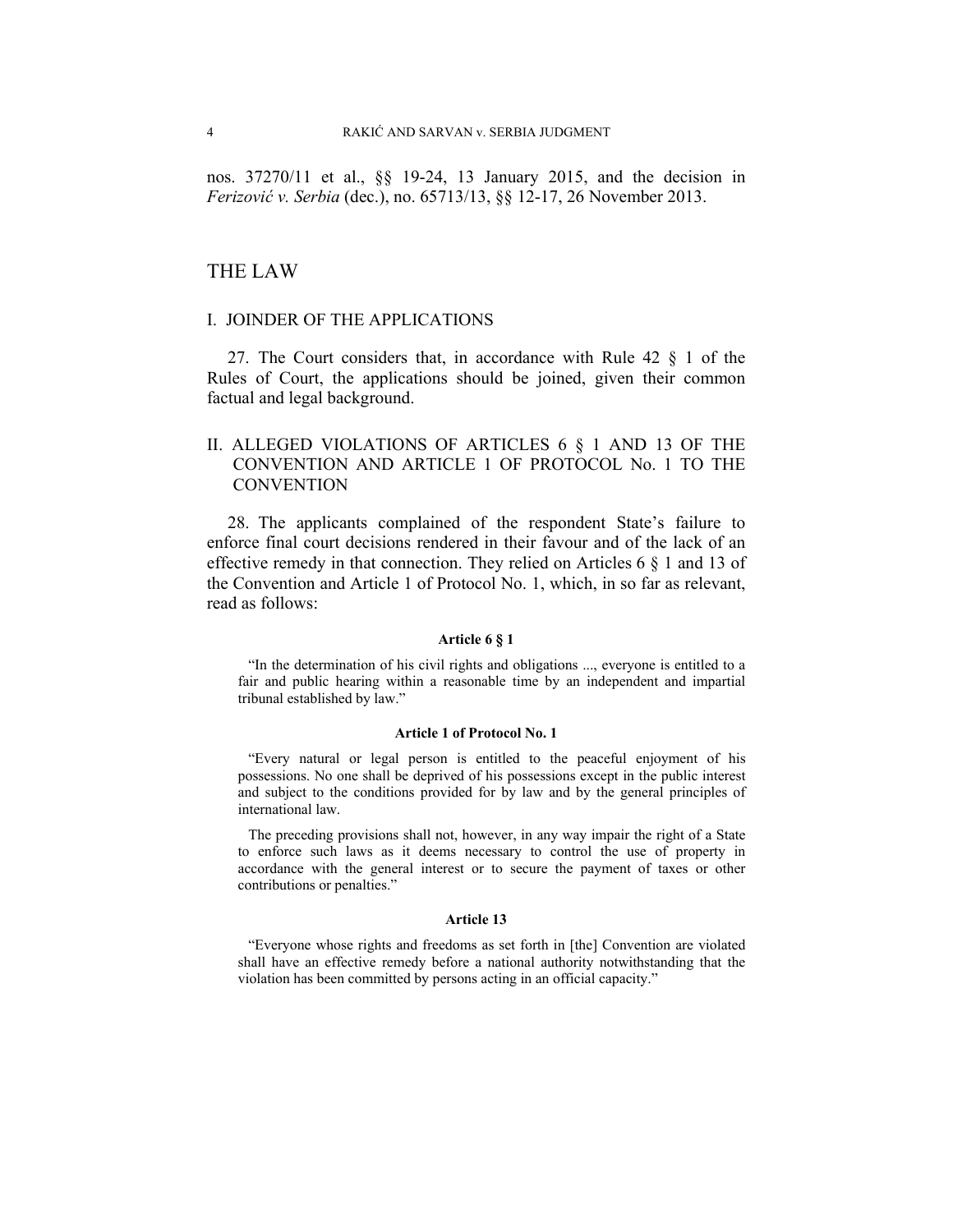nos. 37270/11 et al., §§ 19-24, 13 January 2015, and the decision in *Ferizović v. Serbia* (dec.), no. 65713/13, §§ 12-17, 26 November 2013.

## THE LAW

### I. JOINDER OF THE APPLICATIONS

27. The Court considers that, in accordance with Rule 42 § 1 of the Rules of Court, the applications should be joined, given their common factual and legal background.

### II. ALLEGED VIOLATIONS OF ARTICLES 6 § 1 AND 13 OF THE CONVENTION AND ARTICLE 1 OF PROTOCOL No. 1 TO THE CONVENTION

28. The applicants complained of the respondent State's failure to enforce final court decisions rendered in their favour and of the lack of an effective remedy in that connection. They relied on Articles 6 § 1 and 13 of the Convention and Article 1 of Protocol No. 1, which, in so far as relevant, read as follows:

**Article 6 § 1**

"In the determination of his civil rights and obligations ..., everyone is entitled to a fair and public hearing within a reasonable time by an independent and impartial tribunal established by law."

**Article 1 of Protocol No. 1**

"Every natural or legal person is entitled to the peaceful enjoyment of his possessions. No one shall be deprived of his possessions except in the public interest and subject to the conditions provided for by law and by the general principles of international law.

The preceding provisions shall not, however, in any way impair the right of a State to enforce such laws as it deems necessary to control the use of property in accordance with the general interest or to secure the payment of taxes or other contributions or penalties."

**Article 13**

"Everyone whose rights and freedoms as set forth in [the] Convention are violated shall have an effective remedy before a national authority notwithstanding that the violation has been committed by persons acting in an official capacity."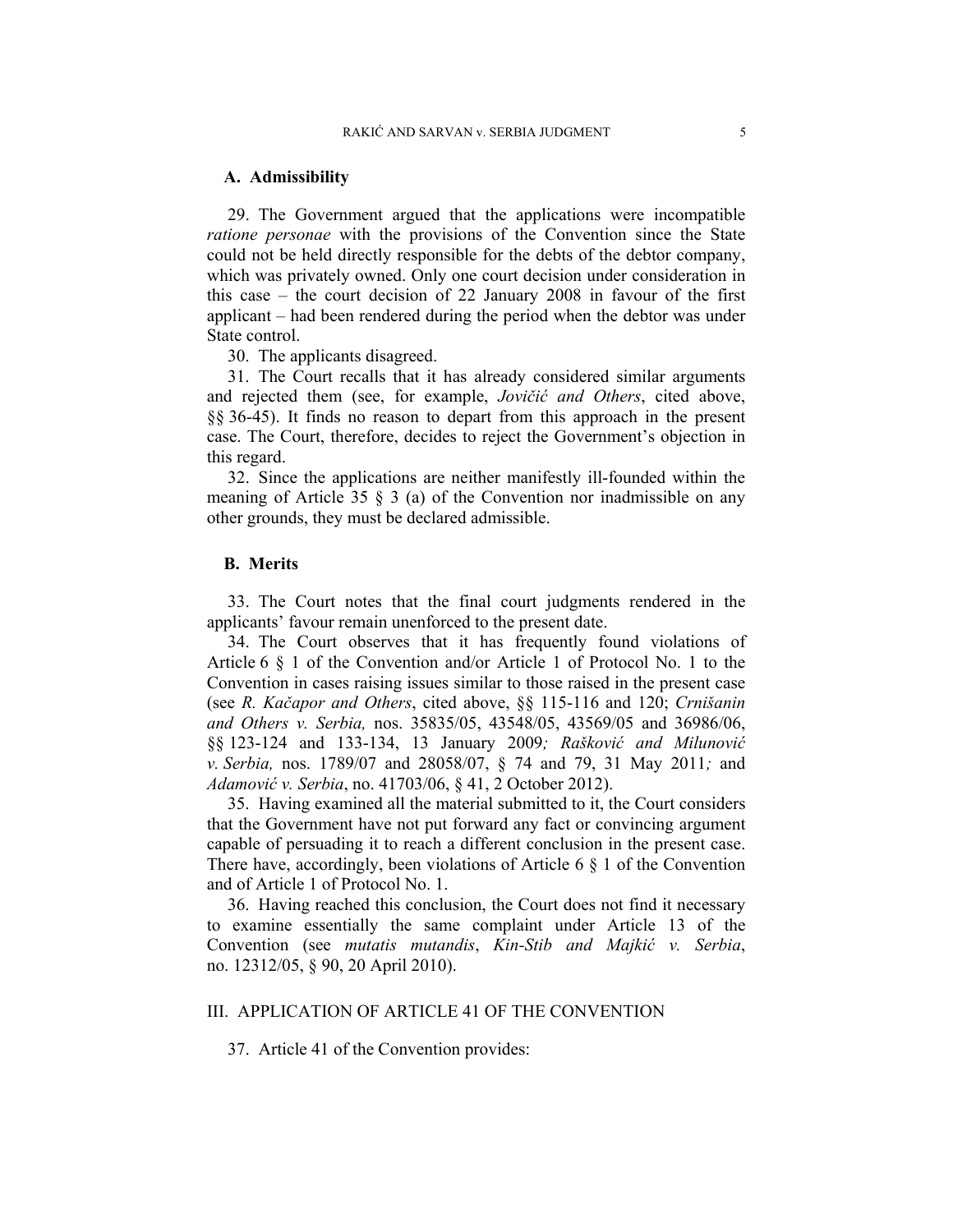### A. Admissibility

29. The Government argued that the applications were incompatible *ratione personae* with the provisions of the Convention since the State could not be held directly responsible for the debts of the debtor company, which was privately owned. Only one court decision under consideration in this case – the court decision of 22 January 2008 in favour of the first applicant – had been rendered during the period when the debtor was under State control.

30. The applicants disagreed.

31. The Court recalls that it has already considered similar arguments and rejected them (see, for example, *Jovičić and Others*, cited above, §§ 36-45). It finds no reason to depart from this approach in the present case. The Court, therefore, decides to reject the Government's objection in this regard.

32. Since the applications are neither manifestly ill-founded within the meaning of Article 35 § 3 (a) of the Convention nor inadmissible on any other grounds, they must be declared admissible.

### B. Merits

33. The Court notes that the final court judgments rendered in the applicants' favour remain unenforced to the present date.

34. The Court observes that it has frequently found violations of Article 6 § 1 of the Convention and/or Article 1 of Protocol No. 1 to the Convention in cases raising issues similar to those raised in the present case (see *R. Kačapor and Others*, cited above, §§ 115-116 and 120; *Crnišanin and Others v. Serbia,* nos. 35835/05, 43548/05, 43569/05 and 36986/06, §§ 123-124 and 133-134, 13 January 2009*; Rašković and Milunović v. Serbia,* nos. 1789/07 and 28058/07, § 74 and 79, 31 May 2011*;* and *Adamović v. Serbia*, no. 41703/06, § 41, 2 October 2012).

35. Having examined all the material submitted to it, the Court considers that the Government have not put forward any fact or convincing argument capable of persuading it to reach a different conclusion in the present case. There have, accordingly, been violations of Article 6 § 1 of the Convention and of Article 1 of Protocol No. 1.

36. Having reached this conclusion, the Court does not find it necessary to examine essentially the same complaint under Article 13 of the Convention (see *mutatis mutandis*, *Kin-Stib and Majkić v. Serbia*, no. 12312/05, § 90, 20 April 2010).

## III. APPLICATION OF ARTICLE 41 OF THE CONVENTION

37. Article 41 of the Convention provides: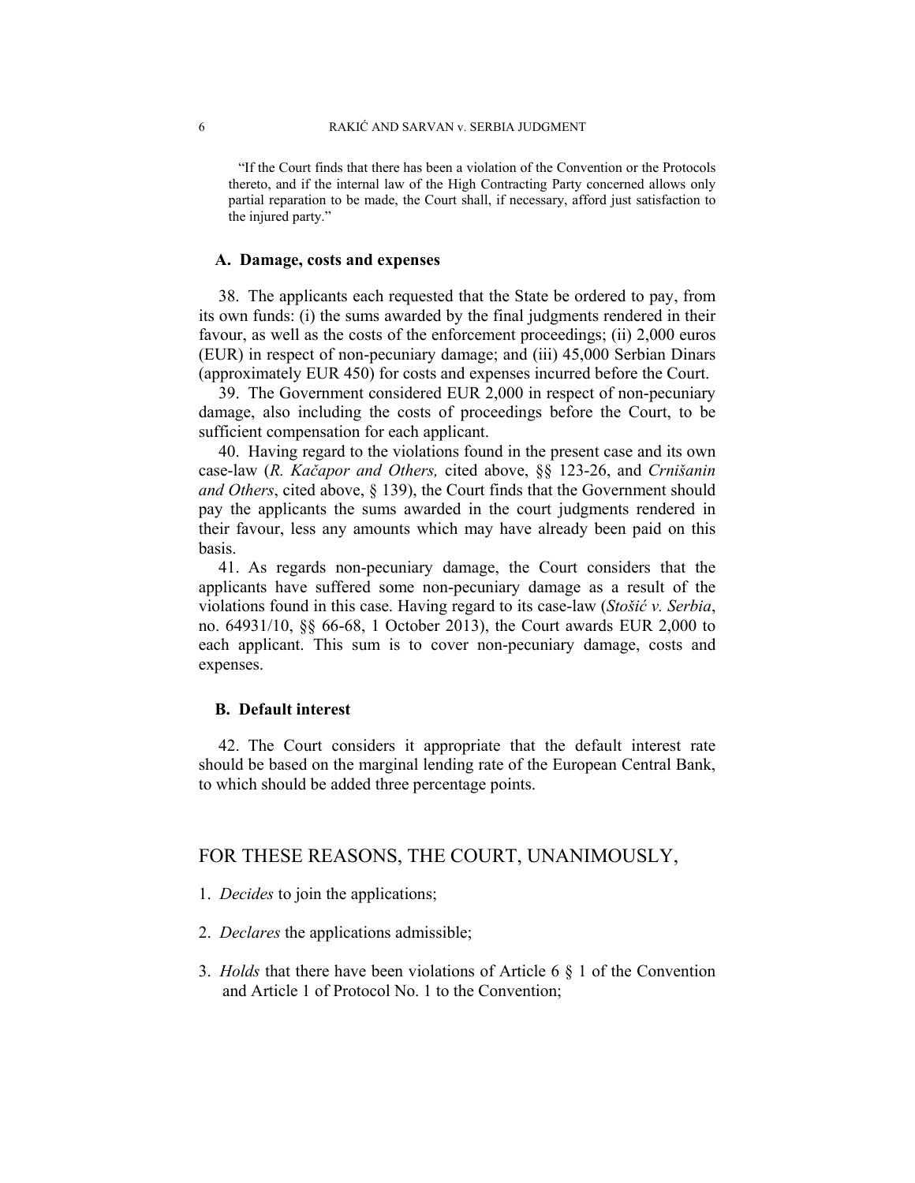"If the Court finds that there has been a violation of the Convention or the Protocols thereto, and if the internal law of the High Contracting Party concerned allows only partial reparation to be made, the Court shall, if necessary, afford just satisfaction to the injured party."

### A. Damage, costs and expenses

38. The applicants each requested that the State be ordered to pay, from its own funds: (i) the sums awarded by the final judgments rendered in their favour, as well as the costs of the enforcement proceedings; (ii) 2,000 euros (EUR) in respect of non-pecuniary damage; and (iii) 45,000 Serbian Dinars (approximately EUR 450) for costs and expenses incurred before the Court.

39. The Government considered EUR 2,000 in respect of non-pecuniary damage, also including the costs of proceedings before the Court, to be sufficient compensation for each applicant.

40. Having regard to the violations found in the present case and its own case-law (*R. Kačapor and Others,* cited above, §§ 123-26, and *Crnišanin and Others*, cited above, § 139), the Court finds that the Government should pay the applicants the sums awarded in the court judgments rendered in their favour, less any amounts which may have already been paid on this basis.

41. As regards non-pecuniary damage, the Court considers that the applicants have suffered some non-pecuniary damage as a result of the violations found in this case. Having regard to its case-law (*Stošić v. Serbia*, no. 64931/10, §§ 66-68, 1 October 2013), the Court awards EUR 2,000 to each applicant. This sum is to cover non-pecuniary damage, costs and expenses.

### B. Default interest

42. The Court considers it appropriate that the default interest rate should be based on the marginal lending rate of the European Central Bank, to which should be added three percentage points.

## FOR THESE REASONS, THE COURT, UNANIMOUSLY,

1. *Decides* to join the applications;

2. *Declares* the applications admissible;

3. *Holds* that there have been violations of Article 6 § 1 of the Convention and Article 1 of Protocol No. 1 to the Convention;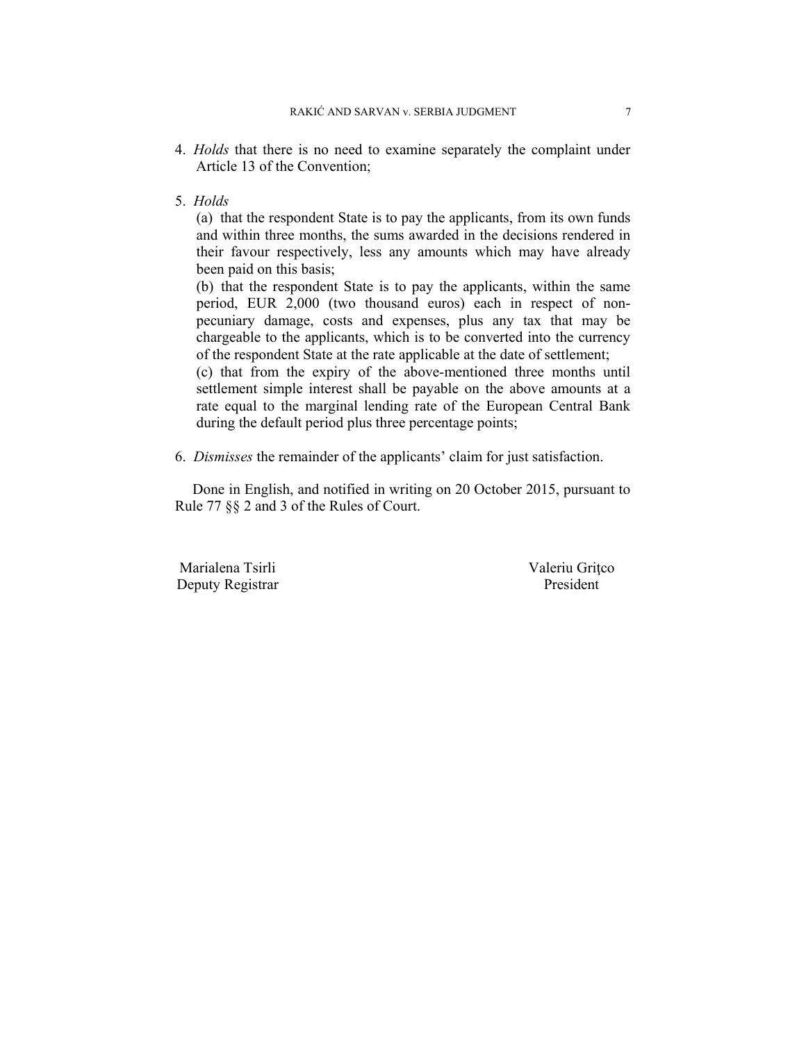4. *Holds* that there is no need to examine separately the complaint under Article 13 of the Convention;

5. *Holds*

   (a) that the respondent State is to pay the applicants, from its own funds and within three months, the sums awarded in the decisions rendered in their favour respectively, less any amounts which may have already been paid on this basis;

   (b) that the respondent State is to pay the applicants, within the same period, EUR 2,000 (two thousand euros) each in respect of non-pecuniary damage, costs and expenses, plus any tax that may be chargeable to the applicants, which is to be converted into the currency of the respondent State at the rate applicable at the date of settlement;

   (c) that from the expiry of the above-mentioned three months until settlement simple interest shall be payable on the above amounts at a rate equal to the marginal lending rate of the European Central Bank during the default period plus three percentage points;

6. *Dismisses* the remainder of the applicants' claim for just satisfaction.

Done in English, and notified in writing on 20 October 2015, pursuant to Rule 77 §§ 2 and 3 of the Rules of Court.

| | |
|---|---|
| Marialena Tsirli | Valeriu Griţco |
| Deputy Registrar | President |